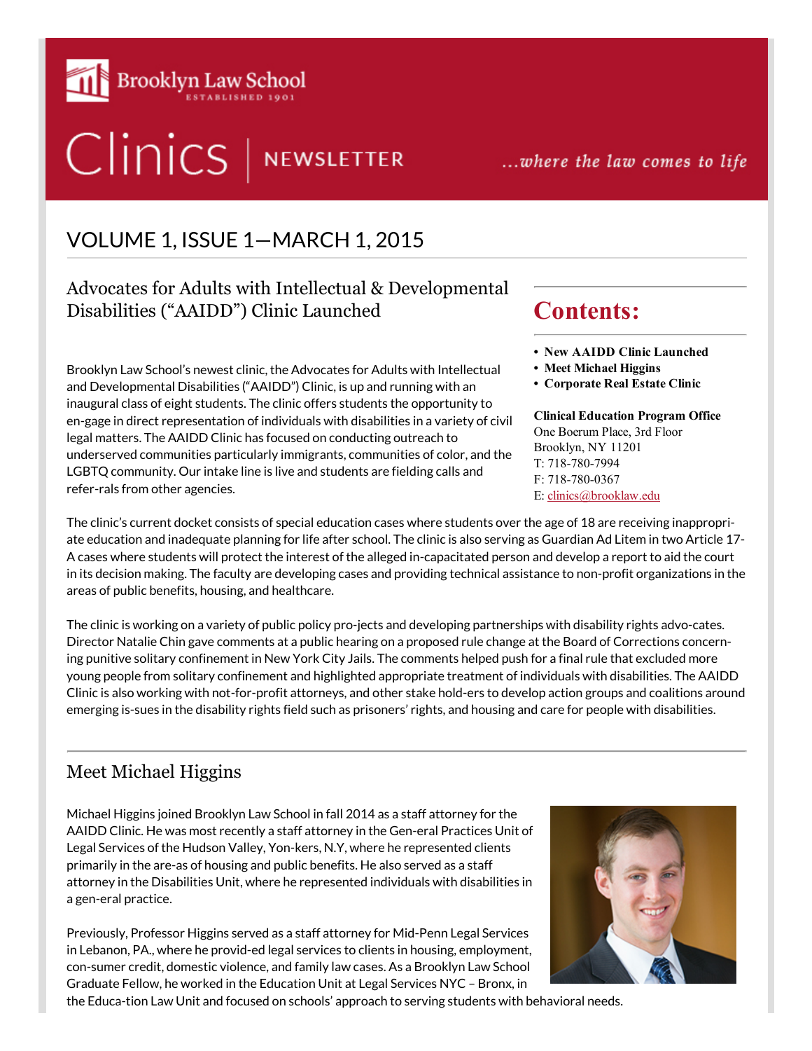Brooklyn Law School
ESTABLISHED 1901

# Clinics | NEWSLETTER

*...where the law comes to life*

## VOLUME 1, ISSUE 1—MARCH 1, 2015

### Advocates for Adults with Intellectual & Developmental Disabilities ("AAIDD") Clinic Launched

Brooklyn Law School's newest clinic, the Advocates for Adults with Intellectual and Developmental Disabilities ("AAIDD") Clinic, is up and running with an inaugural class of eight students. The clinic offers students the opportunity to en-gage in direct representation of individuals with disabilities in a variety of civil legal matters. The AAIDD Clinic has focused on conducting outreach to underserved communities particularly immigrants, communities of color, and the LGBTQ community. Our intake line is live and students are fielding calls and refer-rals from other agencies.

## Contents:

- **New AAIDD Clinic Launched**
- **Meet Michael Higgins**
- **Corporate Real Estate Clinic**

**Clinical Education Program Office**
One Boerum Place, 3rd Floor
Brooklyn, NY 11201
T: 718-780-7994
F: 718-780-0367
E: clinics@brooklaw.edu

The clinic's current docket consists of special education cases where students over the age of 18 are receiving inappropri-ate education and inadequate planning for life after school. The clinic is also serving as Guardian Ad Litem in two Article 17-A cases where students will protect the interest of the alleged in-capacitated person and develop a report to aid the court in its decision making. The faculty are developing cases and providing technical assistance to non-profit organizations in the areas of public benefits, housing, and healthcare.

The clinic is working on a variety of public policy pro-jects and developing partnerships with disability rights advo-cates. Director Natalie Chin gave comments at a public hearing on a proposed rule change at the Board of Corrections concern-ing punitive solitary confinement in New York City Jails. The comments helped push for a final rule that excluded more young people from solitary confinement and highlighted appropriate treatment of individuals with disabilities. The AAIDD Clinic is also working with not-for-profit attorneys, and other stake hold-ers to develop action groups and coalitions around emerging is-sues in the disability rights field such as prisoners' rights, and housing and care for people with disabilities.

### Meet Michael Higgins

Michael Higgins joined Brooklyn Law School in fall 2014 as a staff attorney for the AAIDD Clinic. He was most recently a staff attorney in the Gen-eral Practices Unit of Legal Services of the Hudson Valley, Yon-kers, N.Y, where he represented clients primarily in the are-as of housing and public benefits. He also served as a staff attorney in the Disabilities Unit, where he represented individuals with disabilities in a gen-eral practice.

Previously, Professor Higgins served as a staff attorney for Mid-Penn Legal Services in Lebanon, PA., where he provid-ed legal services to clients in housing, employment, con-sumer credit, domestic violence, and family law cases. As a Brooklyn Law School Graduate Fellow, he worked in the Education Unit at Legal Services NYC – Bronx, in the Educa-tion Law Unit and focused on schools' approach to serving students with behavioral needs.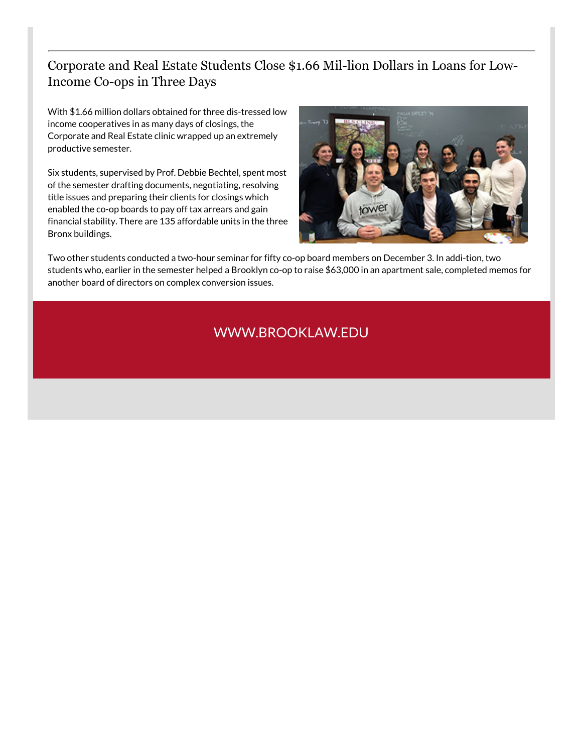## Corporate and Real Estate Students Close $1.66 Mil-lion Dollars in Loans for Low-Income Co-ops in Three Days

With $1.66 million dollars obtained for three dis-tressed low income cooperatives in as many days of closings, the Corporate and Real Estate clinic wrapped up an extremely productive semester.

Six students, supervised by Prof. Debbie Bechtel, spent most of the semester drafting documents, negotiating, resolving title issues and preparing their clients for closings which enabled the co-op boards to pay off tax arrears and gain financial stability. There are 135 affordable units in the three Bronx buildings.

Two other students conducted a two-hour seminar for fifty co-op board members on December 3. In addi-tion, two students who, earlier in the semester helped a Brooklyn co-op to raise $63,000 in an apartment sale, completed memos for another board of directors on complex conversion issues.

WWW.BROOKLAW.EDU